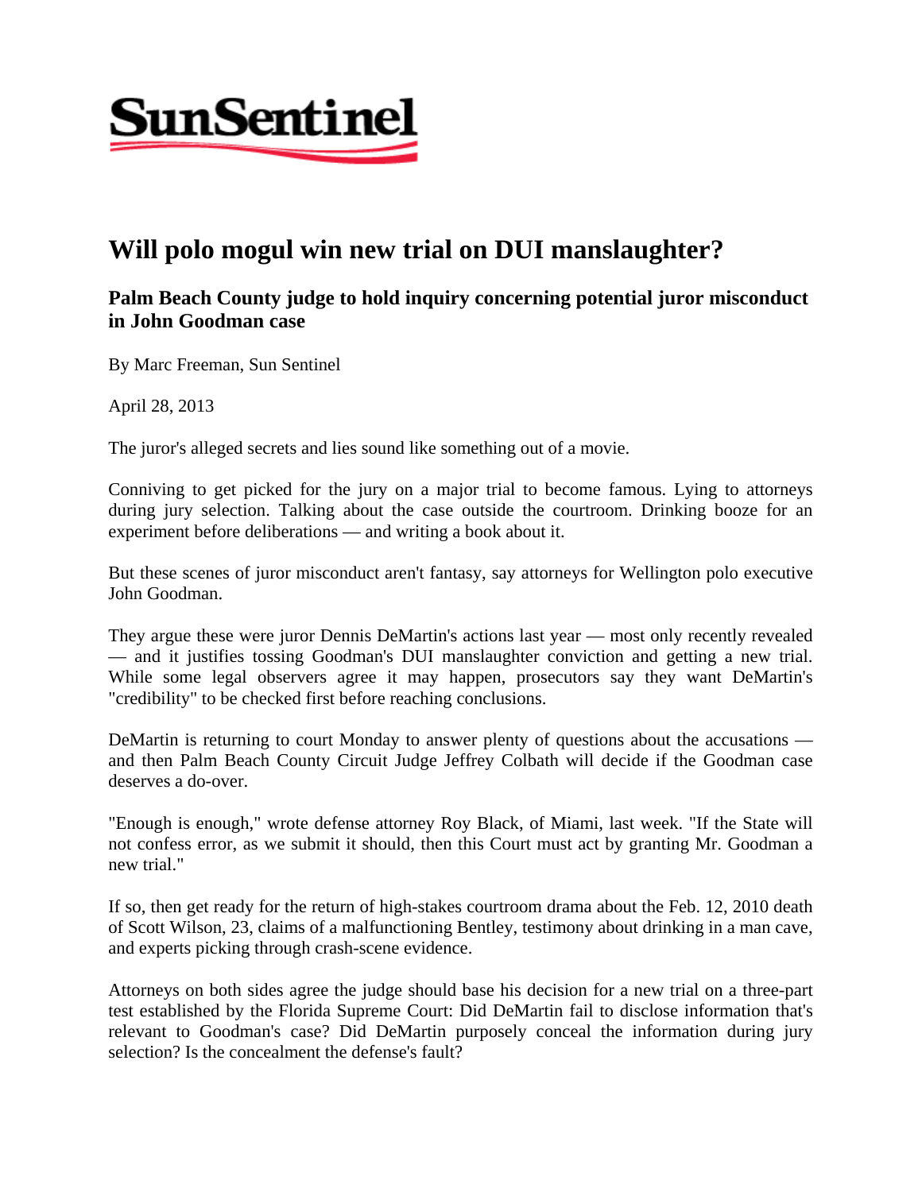SunSentinel

# Will polo mogul win new trial on DUI manslaughter?

### Palm Beach County judge to hold inquiry concerning potential juror misconduct in John Goodman case

By Marc Freeman, Sun Sentinel

April 28, 2013

The juror's alleged secrets and lies sound like something out of a movie.

Conniving to get picked for the jury on a major trial to become famous. Lying to attorneys during jury selection. Talking about the case outside the courtroom. Drinking booze for an experiment before deliberations — and writing a book about it.

But these scenes of juror misconduct aren't fantasy, say attorneys for Wellington polo executive John Goodman.

They argue these were juror Dennis DeMartin's actions last year — most only recently revealed — and it justifies tossing Goodman's DUI manslaughter conviction and getting a new trial. While some legal observers agree it may happen, prosecutors say they want DeMartin's "credibility" to be checked first before reaching conclusions.

DeMartin is returning to court Monday to answer plenty of questions about the accusations — and then Palm Beach County Circuit Judge Jeffrey Colbath will decide if the Goodman case deserves a do-over.

"Enough is enough," wrote defense attorney Roy Black, of Miami, last week. "If the State will not confess error, as we submit it should, then this Court must act by granting Mr. Goodman a new trial."

If so, then get ready for the return of high-stakes courtroom drama about the Feb. 12, 2010 death of Scott Wilson, 23, claims of a malfunctioning Bentley, testimony about drinking in a man cave, and experts picking through crash-scene evidence.

Attorneys on both sides agree the judge should base his decision for a new trial on a three-part test established by the Florida Supreme Court: Did DeMartin fail to disclose information that's relevant to Goodman's case? Did DeMartin purposely conceal the information during jury selection? Is the concealment the defense's fault?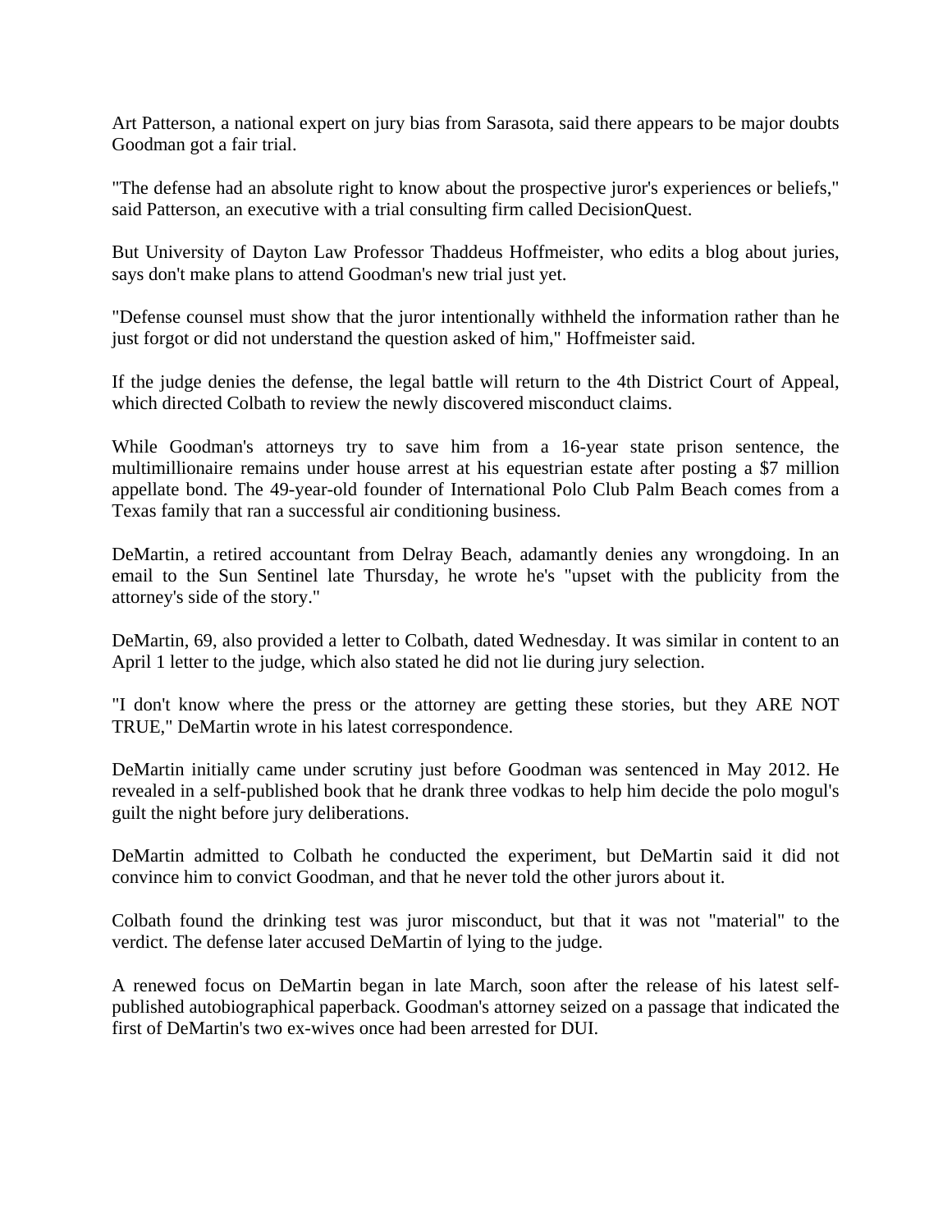Art Patterson, a national expert on jury bias from Sarasota, said there appears to be major doubts Goodman got a fair trial.

"The defense had an absolute right to know about the prospective juror's experiences or beliefs," said Patterson, an executive with a trial consulting firm called DecisionQuest.

But University of Dayton Law Professor Thaddeus Hoffmeister, who edits a blog about juries, says don't make plans to attend Goodman's new trial just yet.

"Defense counsel must show that the juror intentionally withheld the information rather than he just forgot or did not understand the question asked of him," Hoffmeister said.

If the judge denies the defense, the legal battle will return to the 4th District Court of Appeal, which directed Colbath to review the newly discovered misconduct claims.

While Goodman's attorneys try to save him from a 16-year state prison sentence, the multimillionaire remains under house arrest at his equestrian estate after posting a $7 million appellate bond. The 49-year-old founder of International Polo Club Palm Beach comes from a Texas family that ran a successful air conditioning business.

DeMartin, a retired accountant from Delray Beach, adamantly denies any wrongdoing. In an email to the Sun Sentinel late Thursday, he wrote he's "upset with the publicity from the attorney's side of the story."

DeMartin, 69, also provided a letter to Colbath, dated Wednesday. It was similar in content to an April 1 letter to the judge, which also stated he did not lie during jury selection.

"I don't know where the press or the attorney are getting these stories, but they ARE NOT TRUE," DeMartin wrote in his latest correspondence.

DeMartin initially came under scrutiny just before Goodman was sentenced in May 2012. He revealed in a self-published book that he drank three vodkas to help him decide the polo mogul's guilt the night before jury deliberations.

DeMartin admitted to Colbath he conducted the experiment, but DeMartin said it did not convince him to convict Goodman, and that he never told the other jurors about it.

Colbath found the drinking test was juror misconduct, but that it was not "material" to the verdict. The defense later accused DeMartin of lying to the judge.

A renewed focus on DeMartin began in late March, soon after the release of his latest self-published autobiographical paperback. Goodman's attorney seized on a passage that indicated the first of DeMartin's two ex-wives once had been arrested for DUI.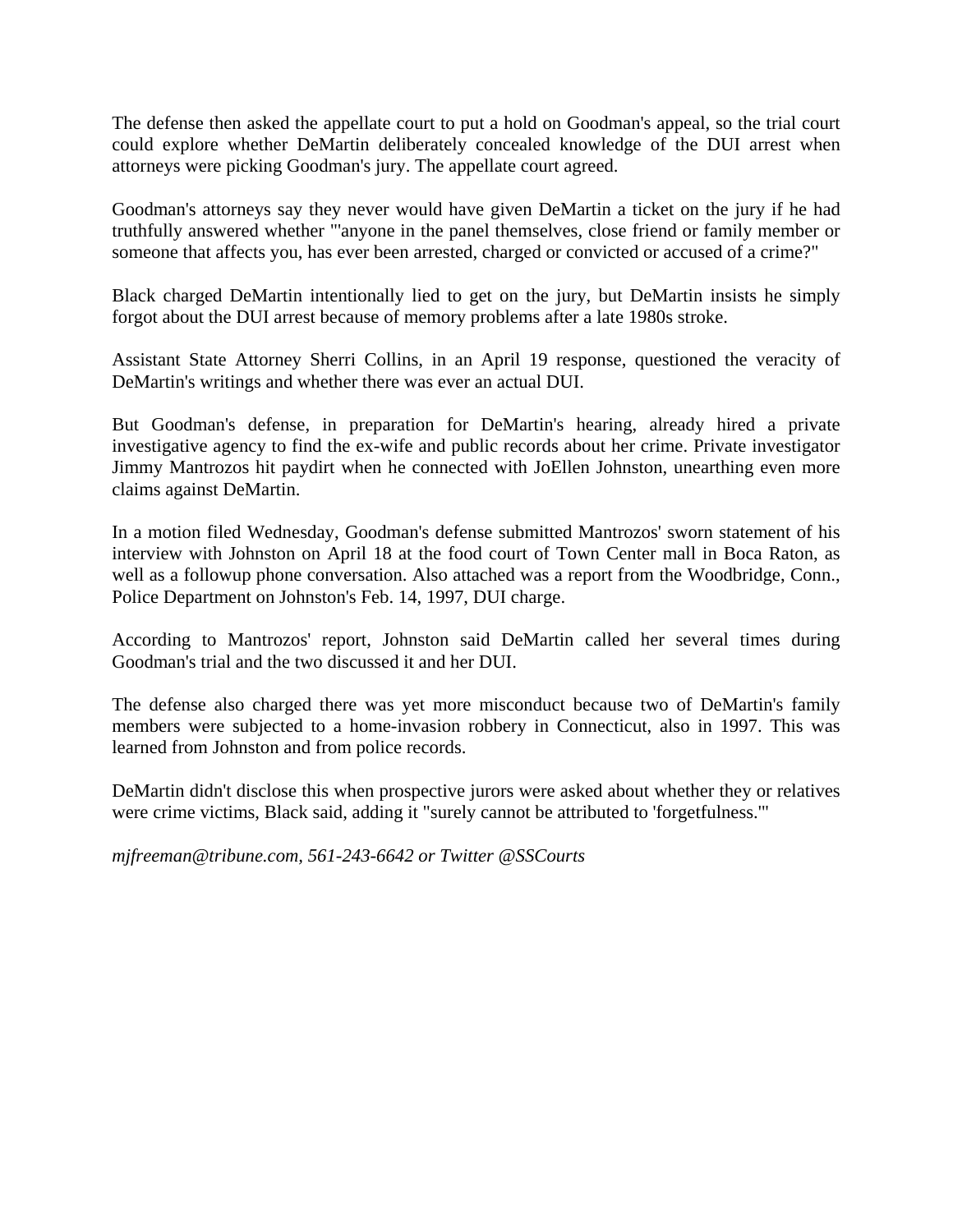The defense then asked the appellate court to put a hold on Goodman's appeal, so the trial court could explore whether DeMartin deliberately concealed knowledge of the DUI arrest when attorneys were picking Goodman's jury. The appellate court agreed.

Goodman's attorneys say they never would have given DeMartin a ticket on the jury if he had truthfully answered whether "'anyone in the panel themselves, close friend or family member or someone that affects you, has ever been arrested, charged or convicted or accused of a crime?"

Black charged DeMartin intentionally lied to get on the jury, but DeMartin insists he simply forgot about the DUI arrest because of memory problems after a late 1980s stroke.

Assistant State Attorney Sherri Collins, in an April 19 response, questioned the veracity of DeMartin's writings and whether there was ever an actual DUI.

But Goodman's defense, in preparation for DeMartin's hearing, already hired a private investigative agency to find the ex-wife and public records about her crime. Private investigator Jimmy Mantrozos hit paydirt when he connected with JoEllen Johnston, unearthing even more claims against DeMartin.

In a motion filed Wednesday, Goodman's defense submitted Mantrozos' sworn statement of his interview with Johnston on April 18 at the food court of Town Center mall in Boca Raton, as well as a followup phone conversation. Also attached was a report from the Woodbridge, Conn., Police Department on Johnston's Feb. 14, 1997, DUI charge.

According to Mantrozos' report, Johnston said DeMartin called her several times during Goodman's trial and the two discussed it and her DUI.

The defense also charged there was yet more misconduct because two of DeMartin's family members were subjected to a home-invasion robbery in Connecticut, also in 1997. This was learned from Johnston and from police records.

DeMartin didn't disclose this when prospective jurors were asked about whether they or relatives were crime victims, Black said, adding it "surely cannot be attributed to 'forgetfulness.'"

*mjfreeman@tribune.com, 561-243-6642 or Twitter @SSCourts*